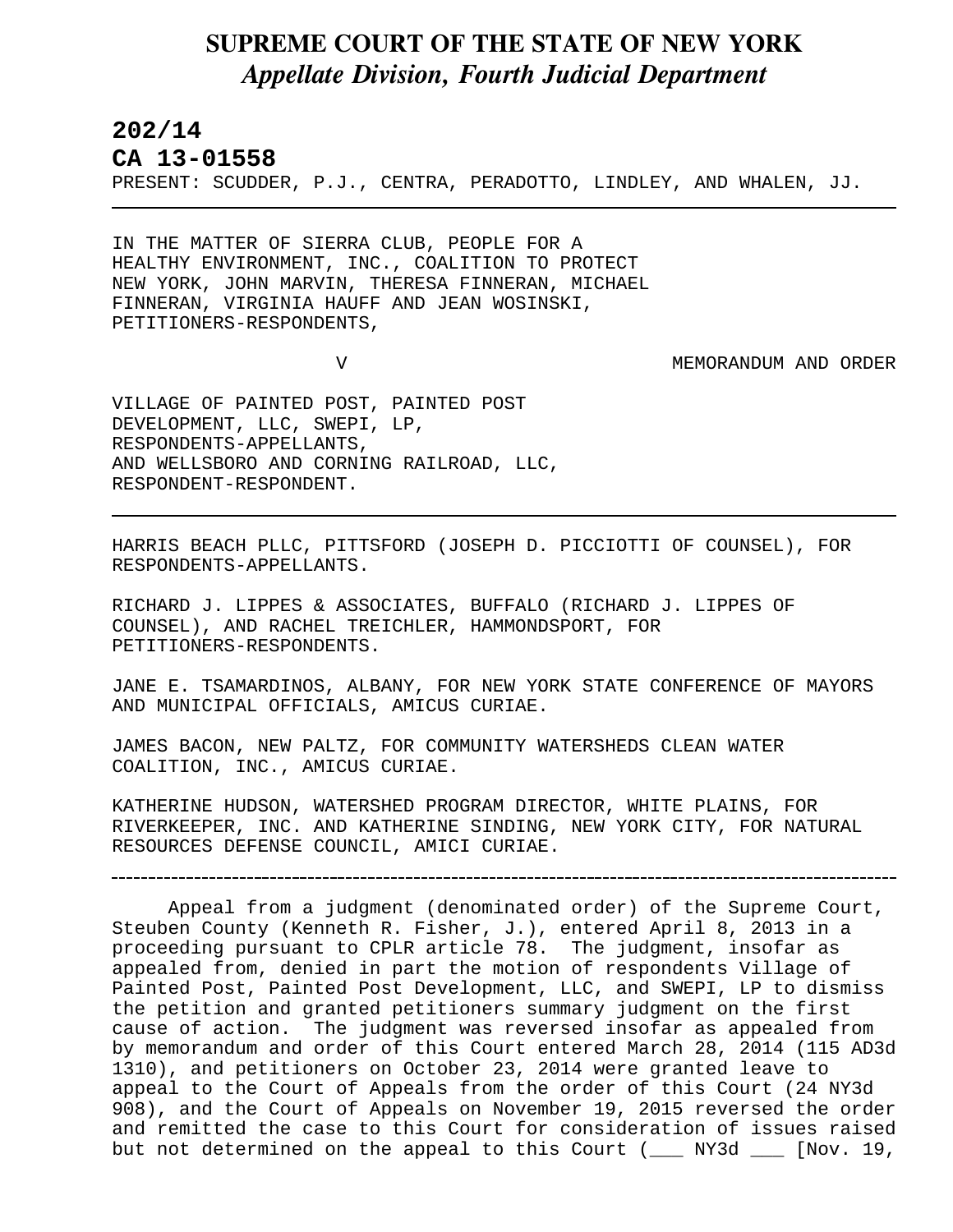# SUPREME COURT OF THE STATE OF NEW YORK
## *Appellate Division, Fourth Judicial Department*

**202/14**

**CA 13-01558**

PRESENT: SCUDDER, P.J., CENTRA, PERADOTTO, LINDLEY, AND WHALEN, JJ.

---

IN THE MATTER OF SIERRA CLUB, PEOPLE FOR A HEALTHY ENVIRONMENT, INC., COALITION TO PROTECT NEW YORK, JOHN MARVIN, THERESA FINNERAN, MICHAEL FINNERAN, VIRGINIA HAUFF AND JEAN WOSINSKI, PETITIONERS-RESPONDENTS,

V MEMORANDUM AND ORDER

VILLAGE OF PAINTED POST, PAINTED POST DEVELOPMENT, LLC, SWEPI, LP, RESPONDENTS-APPELLANTS, AND WELLSBORO AND CORNING RAILROAD, LLC, RESPONDENT-RESPONDENT.

---

HARRIS BEACH PLLC, PITTSFORD (JOSEPH D. PICCIOTTI OF COUNSEL), FOR RESPONDENTS-APPELLANTS.

RICHARD J. LIPPES & ASSOCIATES, BUFFALO (RICHARD J. LIPPES OF COUNSEL), AND RACHEL TREICHLER, HAMMONDSPORT, FOR PETITIONERS-RESPONDENTS.

JANE E. TSAMARDINOS, ALBANY, FOR NEW YORK STATE CONFERENCE OF MAYORS AND MUNICIPAL OFFICIALS, AMICUS CURIAE.

JAMES BACON, NEW PALTZ, FOR COMMUNITY WATERSHEDS CLEAN WATER COALITION, INC., AMICUS CURIAE.

KATHERINE HUDSON, WATERSHED PROGRAM DIRECTOR, WHITE PLAINS, FOR RIVERKEEPER, INC. AND KATHERINE SINDING, NEW YORK CITY, FOR NATURAL RESOURCES DEFENSE COUNCIL, AMICI CURIAE.

---

Appeal from a judgment (denominated order) of the Supreme Court, Steuben County (Kenneth R. Fisher, J.), entered April 8, 2013 in a proceeding pursuant to CPLR article 78. The judgment, insofar as appealed from, denied in part the motion of respondents Village of Painted Post, Painted Post Development, LLC, and SWEPI, LP to dismiss the petition and granted petitioners summary judgment on the first cause of action. The judgment was reversed insofar as appealed from by memorandum and order of this Court entered March 28, 2014 (115 AD3d 1310), and petitioners on October 23, 2014 were granted leave to appeal to the Court of Appeals from the order of this Court (24 NY3d 908), and the Court of Appeals on November 19, 2015 reversed the order and remitted the case to this Court for consideration of issues raised but not determined on the appeal to this Court (___ NY3d ___ [Nov. 19,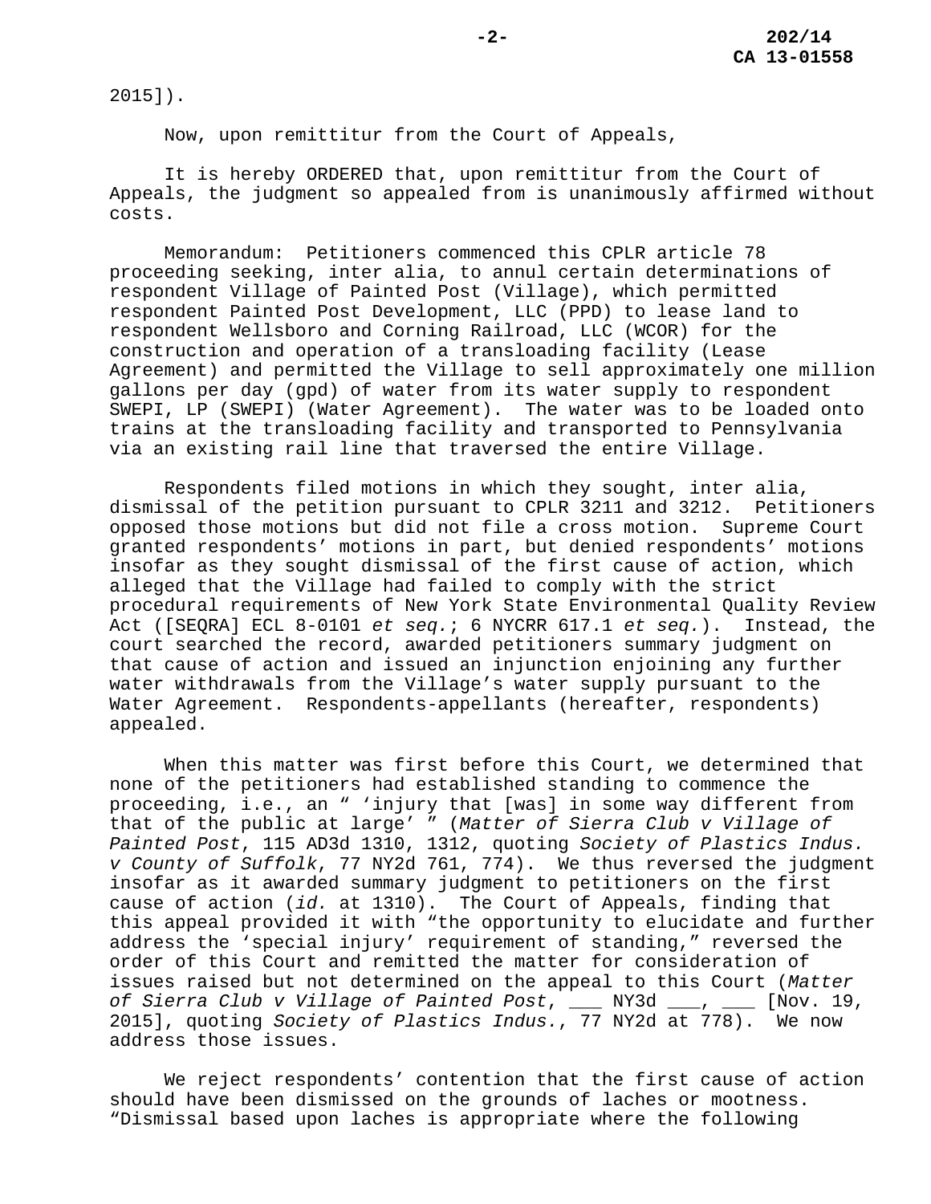2015]).

Now, upon remittitur from the Court of Appeals,

It is hereby ORDERED that, upon remittitur from the Court of Appeals, the judgment so appealed from is unanimously affirmed without costs.

Memorandum: Petitioners commenced this CPLR article 78 proceeding seeking, inter alia, to annul certain determinations of respondent Village of Painted Post (Village), which permitted respondent Painted Post Development, LLC (PPD) to lease land to respondent Wellsboro and Corning Railroad, LLC (WCOR) for the construction and operation of a transloading facility (Lease Agreement) and permitted the Village to sell approximately one million gallons per day (gpd) of water from its water supply to respondent SWEPI, LP (SWEPI) (Water Agreement). The water was to be loaded onto trains at the transloading facility and transported to Pennsylvania via an existing rail line that traversed the entire Village.

Respondents filed motions in which they sought, inter alia, dismissal of the petition pursuant to CPLR 3211 and 3212. Petitioners opposed those motions but did not file a cross motion. Supreme Court granted respondents' motions in part, but denied respondents' motions insofar as they sought dismissal of the first cause of action, which alleged that the Village had failed to comply with the strict procedural requirements of New York State Environmental Quality Review Act ([SEQRA] ECL 8-0101 *et seq.*; 6 NYCRR 617.1 *et seq.*). Instead, the court searched the record, awarded petitioners summary judgment on that cause of action and issued an injunction enjoining any further water withdrawals from the Village's water supply pursuant to the Water Agreement. Respondents-appellants (hereafter, respondents) appealed.

When this matter was first before this Court, we determined that none of the petitioners had established standing to commence the proceeding, i.e., an " 'injury that [was] in some way different from that of the public at large' " (*Matter of Sierra Club v Village of Painted Post*, 115 AD3d 1310, 1312, quoting *Society of Plastics Indus. v County of Suffolk*, 77 NY2d 761, 774). We thus reversed the judgment insofar as it awarded summary judgment to petitioners on the first cause of action (*id.* at 1310). The Court of Appeals, finding that this appeal provided it with "the opportunity to elucidate and further address the 'special injury' requirement of standing," reversed the order of this Court and remitted the matter for consideration of issues raised but not determined on the appeal to this Court (*Matter of Sierra Club v Village of Painted Post*, ___ NY3d ___, ___ [Nov. 19, 2015], quoting *Society of Plastics Indus.*, 77 NY2d at 778). We now address those issues.

We reject respondents' contention that the first cause of action should have been dismissed on the grounds of laches or mootness. "Dismissal based upon laches is appropriate where the following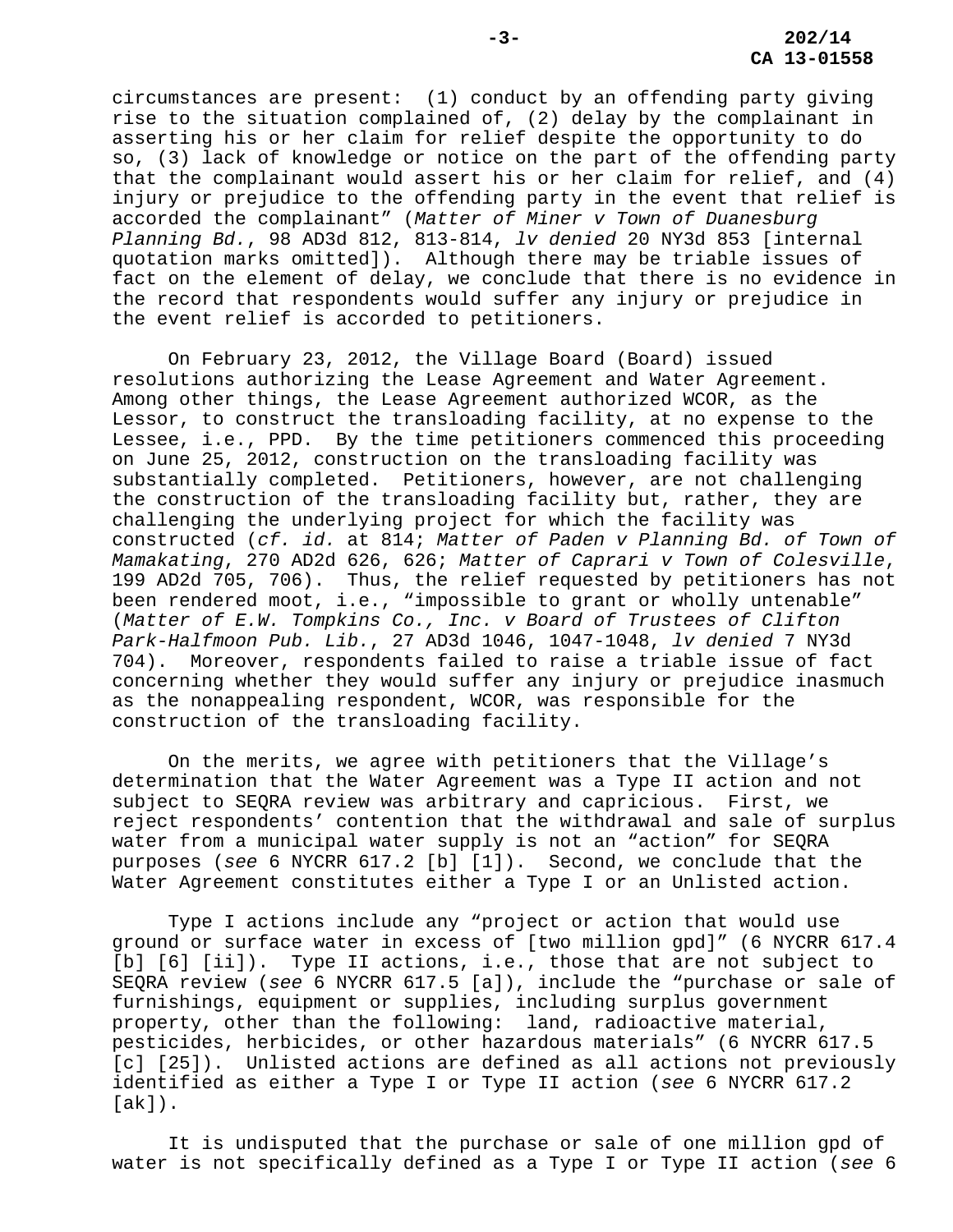circumstances are present: (1) conduct by an offending party giving rise to the situation complained of, (2) delay by the complainant in asserting his or her claim for relief despite the opportunity to do so, (3) lack of knowledge or notice on the part of the offending party that the complainant would assert his or her claim for relief, and (4) injury or prejudice to the offending party in the event that relief is accorded the complainant" (*Matter of Miner v Town of Duanesburg Planning Bd.*, 98 AD3d 812, 813-814, *lv denied* 20 NY3d 853 [internal quotation marks omitted]). Although there may be triable issues of fact on the element of delay, we conclude that there is no evidence in the record that respondents would suffer any injury or prejudice in the event relief is accorded to petitioners.

On February 23, 2012, the Village Board (Board) issued resolutions authorizing the Lease Agreement and Water Agreement. Among other things, the Lease Agreement authorized WCOR, as the Lessor, to construct the transloading facility, at no expense to the Lessee, i.e., PPD. By the time petitioners commenced this proceeding on June 25, 2012, construction on the transloading facility was substantially completed. Petitioners, however, are not challenging the construction of the transloading facility but, rather, they are challenging the underlying project for which the facility was constructed (*cf. id.* at 814; *Matter of Paden v Planning Bd. of Town of Mamakating*, 270 AD2d 626, 626; *Matter of Caprari v Town of Colesville*, 199 AD2d 705, 706). Thus, the relief requested by petitioners has not been rendered moot, i.e., "impossible to grant or wholly untenable" (*Matter of E.W. Tompkins Co., Inc. v Board of Trustees of Clifton Park-Halfmoon Pub. Lib.*, 27 AD3d 1046, 1047-1048, *lv denied* 7 NY3d 704). Moreover, respondents failed to raise a triable issue of fact concerning whether they would suffer any injury or prejudice inasmuch as the nonappealing respondent, WCOR, was responsible for the construction of the transloading facility.

On the merits, we agree with petitioners that the Village's determination that the Water Agreement was a Type II action and not subject to SEQRA review was arbitrary and capricious. First, we reject respondents' contention that the withdrawal and sale of surplus water from a municipal water supply is not an "action" for SEQRA purposes (*see* 6 NYCRR 617.2 [b] [1]). Second, we conclude that the Water Agreement constitutes either a Type I or an Unlisted action.

Type I actions include any "project or action that would use ground or surface water in excess of [two million gpd]" (6 NYCRR 617.4 [b] [6] [ii]). Type II actions, i.e., those that are not subject to SEQRA review (*see* 6 NYCRR 617.5 [a]), include the "purchase or sale of furnishings, equipment or supplies, including surplus government property, other than the following: land, radioactive material, pesticides, herbicides, or other hazardous materials" (6 NYCRR 617.5 [c] [25]). Unlisted actions are defined as all actions not previously identified as either a Type I or Type II action (*see* 6 NYCRR 617.2 [ak]).

It is undisputed that the purchase or sale of one million gpd of water is not specifically defined as a Type I or Type II action (*see* 6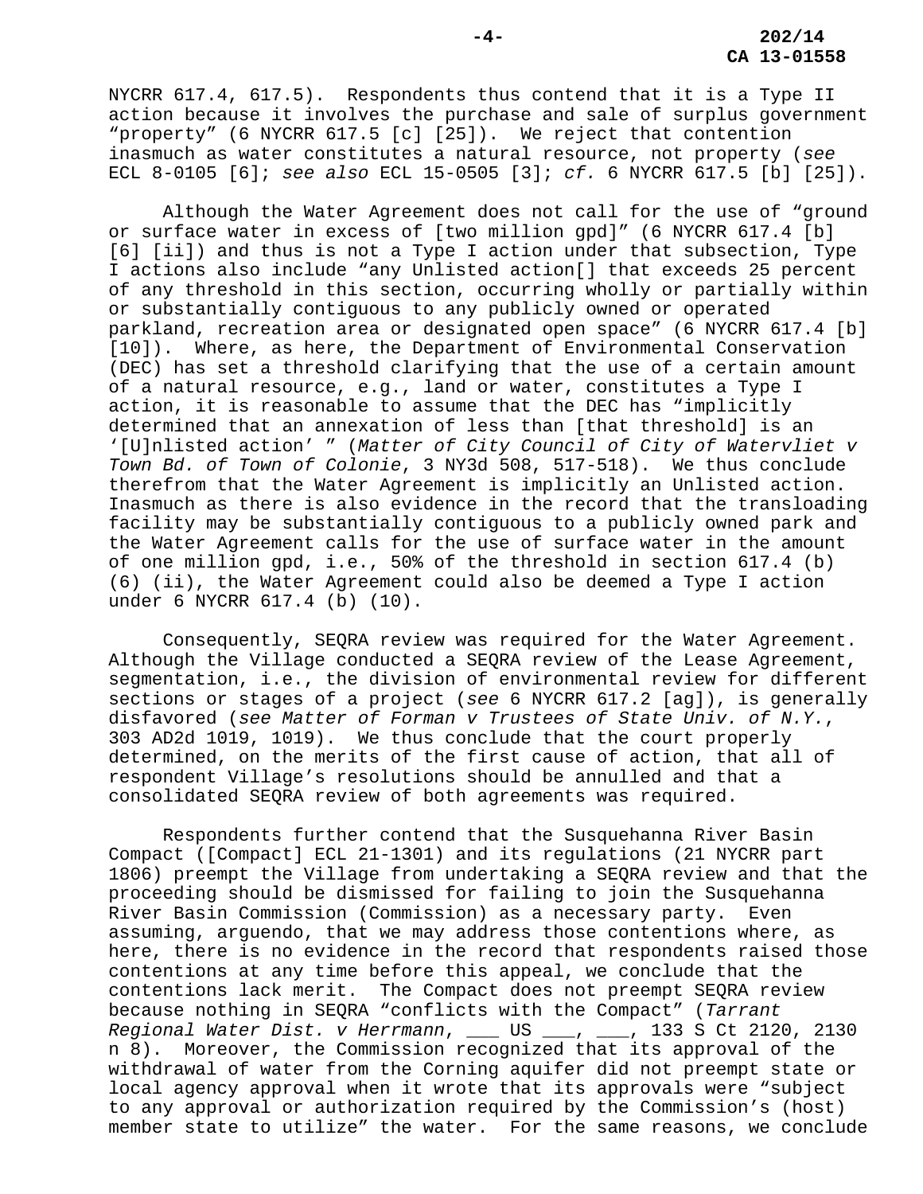NYCRR 617.4, 617.5). Respondents thus contend that it is a Type II action because it involves the purchase and sale of surplus government "property" (6 NYCRR 617.5 [c] [25]). We reject that contention inasmuch as water constitutes a natural resource, not property (*see* ECL 8-0105 [6]; *see also* ECL 15-0505 [3]; *cf.* 6 NYCRR 617.5 [b] [25]).

Although the Water Agreement does not call for the use of "ground or surface water in excess of [two million gpd]" (6 NYCRR 617.4 [b] [6] [ii]) and thus is not a Type I action under that subsection, Type I actions also include "any Unlisted action[] that exceeds 25 percent of any threshold in this section, occurring wholly or partially within or substantially contiguous to any publicly owned or operated parkland, recreation area or designated open space" (6 NYCRR 617.4 [b] [10]). Where, as here, the Department of Environmental Conservation (DEC) has set a threshold clarifying that the use of a certain amount of a natural resource, e.g., land or water, constitutes a Type I action, it is reasonable to assume that the DEC has "implicitly determined that an annexation of less than [that threshold] is an '[U]nlisted action' " (*Matter of City Council of City of Watervliet v Town Bd. of Town of Colonie*, 3 NY3d 508, 517-518). We thus conclude therefrom that the Water Agreement is implicitly an Unlisted action. Inasmuch as there is also evidence in the record that the transloading facility may be substantially contiguous to a publicly owned park and the Water Agreement calls for the use of surface water in the amount of one million gpd, i.e., 50% of the threshold in section 617.4 (b) (6) (ii), the Water Agreement could also be deemed a Type I action under 6 NYCRR 617.4 (b) (10).

Consequently, SEQRA review was required for the Water Agreement. Although the Village conducted a SEQRA review of the Lease Agreement, segmentation, i.e., the division of environmental review for different sections or stages of a project (*see* 6 NYCRR 617.2 [ag]), is generally disfavored (*see Matter of Forman v Trustees of State Univ. of N.Y.*, 303 AD2d 1019, 1019). We thus conclude that the court properly determined, on the merits of the first cause of action, that all of respondent Village's resolutions should be annulled and that a consolidated SEQRA review of both agreements was required.

Respondents further contend that the Susquehanna River Basin Compact ([Compact] ECL 21-1301) and its regulations (21 NYCRR part 1806) preempt the Village from undertaking a SEQRA review and that the proceeding should be dismissed for failing to join the Susquehanna River Basin Commission (Commission) as a necessary party. Even assuming, arguendo, that we may address those contentions where, as here, there is no evidence in the record that respondents raised those contentions at any time before this appeal, we conclude that the contentions lack merit. The Compact does not preempt SEQRA review because nothing in SEQRA "conflicts with the Compact" (*Tarrant Regional Water Dist. v Herrmann*, ___ US ___, ___, 133 S Ct 2120, 2130 n 8). Moreover, the Commission recognized that its approval of the withdrawal of water from the Corning aquifer did not preempt state or local agency approval when it wrote that its approvals were "subject to any approval or authorization required by the Commission's (host) member state to utilize" the water. For the same reasons, we conclude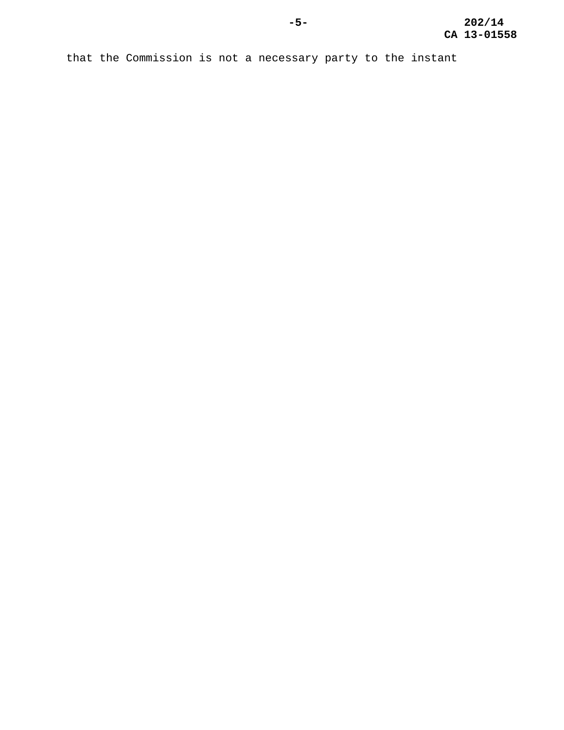that the Commission is not a necessary party to the instant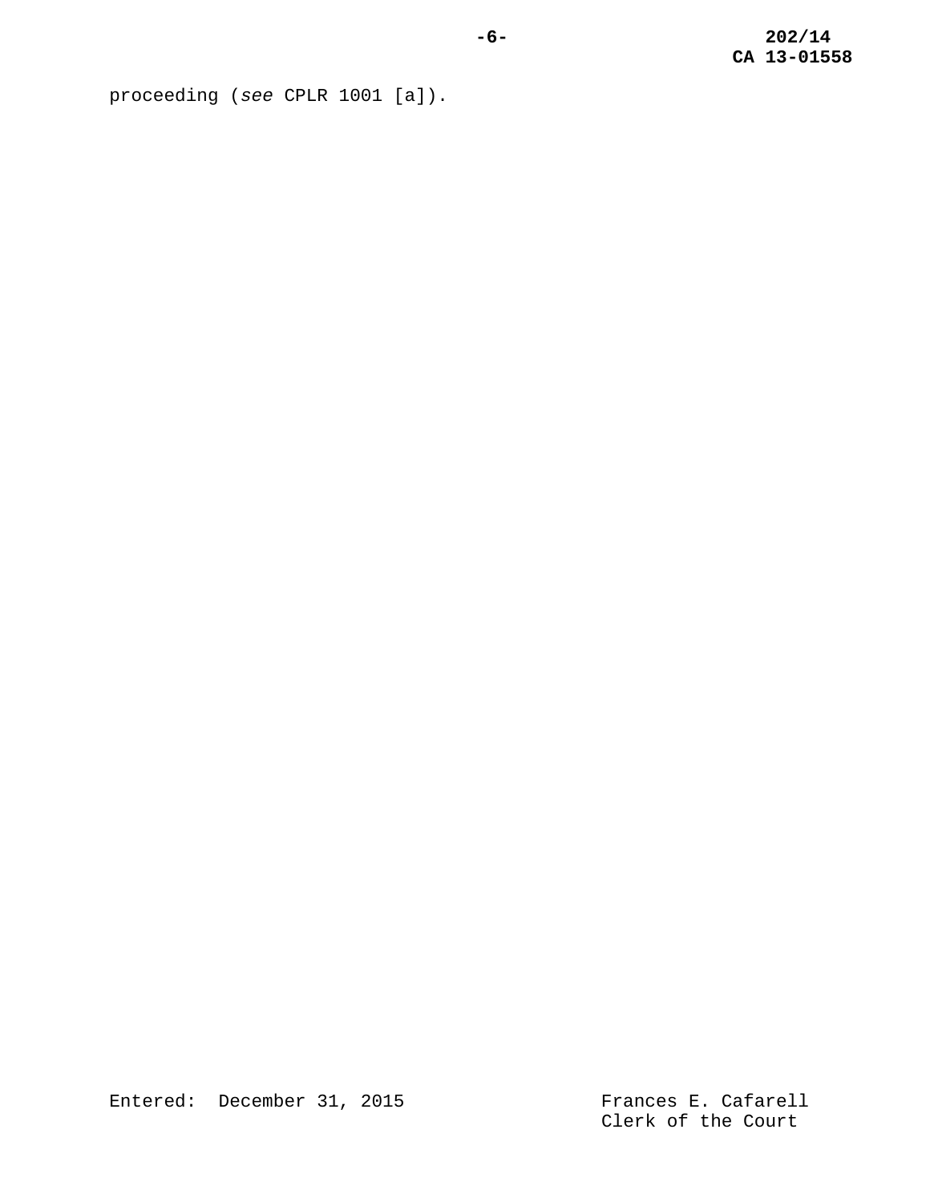proceeding (*see* CPLR 1001 [a]).

Entered: December 31, 2015

Frances E. Cafarell
Clerk of the Court